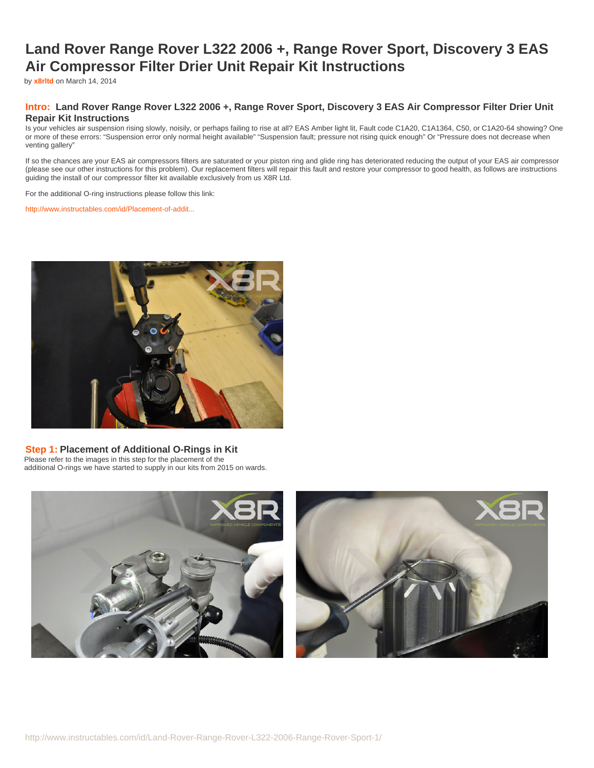# Land Rover Range Rover L322 2006 +, Range Rover Sport, Discovery 3 EAS Air Compressor Filter Drier Unit Repair Kit Instructions

by **x8rltd** on March 14, 2014

## Intro: Land Rover Range Rover L322 2006 +, Range Rover Sport, Discovery 3 EAS Air Compressor Filter Drier Unit Repair Kit Instructions

Is your vehicles air suspension rising slowly, noisily, or perhaps failing to rise at all? EAS Amber light lit, Fault code C1A20, C1A1364, C50, or C1A20-64 showing? One or more of these errors: "Suspension error only normal height available" "Suspension fault; pressure not rising quick enough" Or "Pressure does not decrease when venting gallery"

If so the chances are your EAS air compressors filters are saturated or your piston ring and glide ring has deteriorated reducing the output of your EAS air compressor (please see our other instructions for this problem). Our replacement filters will repair this fault and restore your compressor to good health, as follows are instructions guiding the install of our compressor filter kit available exclusively from us X8R Ltd.

For the additional O-ring instructions please follow this link:

http://www.instructables.com/id/Placement-of-addit...

## Step 1: Placement of Additional O-Rings in Kit

Please refer to the images in this step for the placement of the additional O-rings we have started to supply in our kits from 2015 on wards.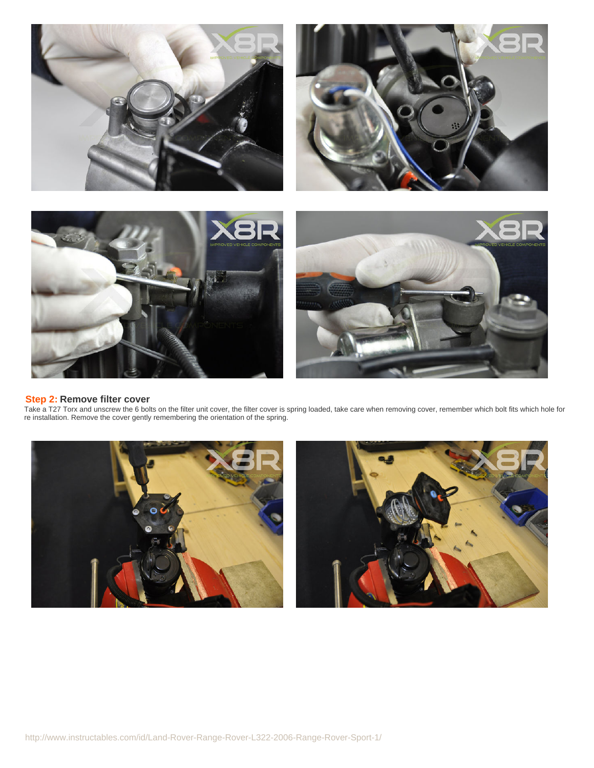**Step 2: Remove filter cover**

Take a T27 Torx and unscrew the 6 bolts on the filter unit cover, the filter cover is spring loaded, take care when removing cover, remember which bolt fits which hole for re installation. Remove the cover gently remembering the orientation of the spring.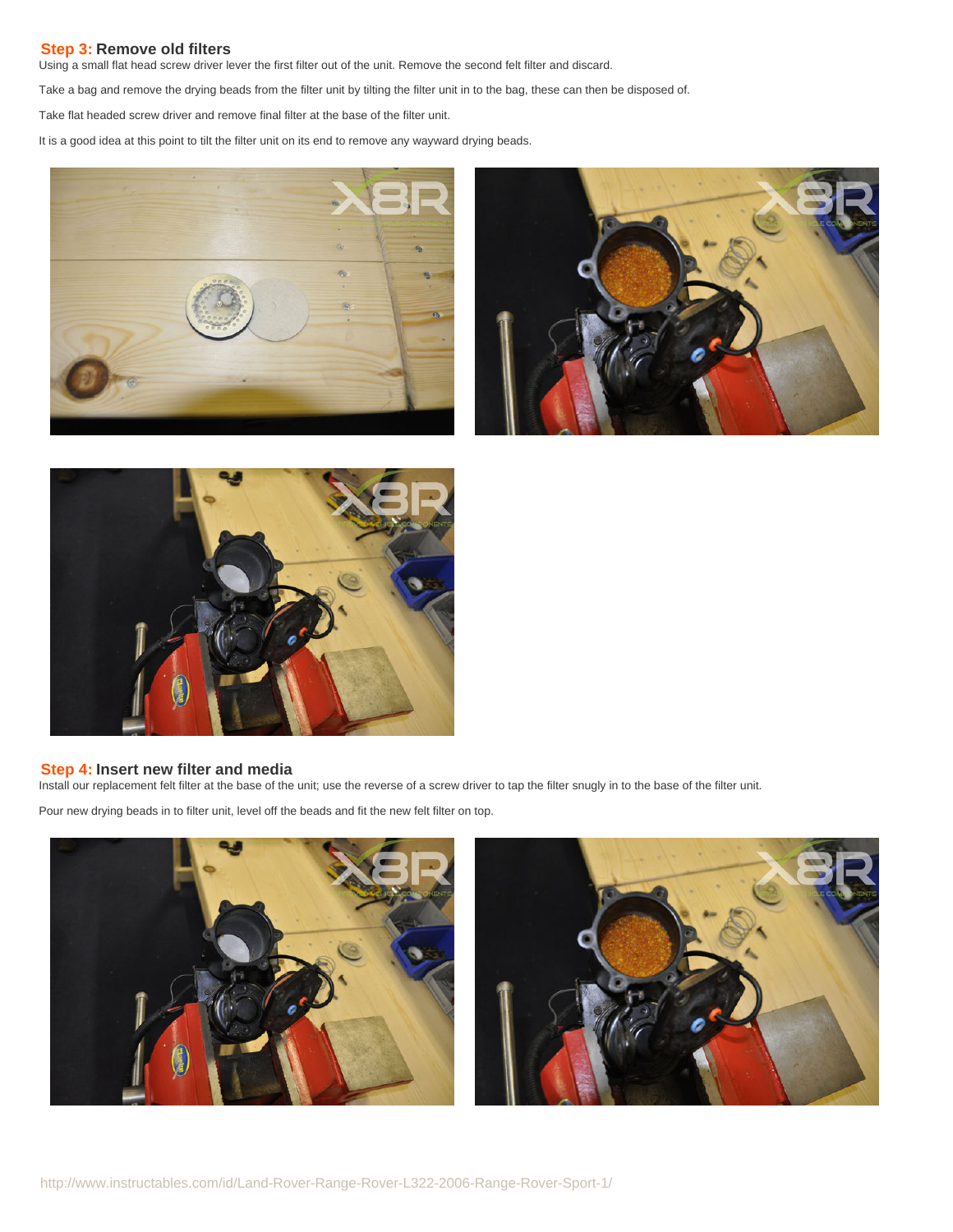## Step 3: Remove old filters

Using a small flat head screw driver lever the first filter out of the unit. Remove the second felt filter and discard.

Take a bag and remove the drying beads from the filter unit by tilting the filter unit in to the bag, these can then be disposed of.

Take flat headed screw driver and remove final filter at the base of the filter unit.

It is a good idea at this point to tilt the filter unit on its end to remove any wayward drying beads.

## Step 4: Insert new filter and media

Install our replacement felt filter at the base of the unit; use the reverse of a screw driver to tap the filter snugly in to the base of the filter unit.

Pour new drying beads in to filter unit, level off the beads and fit the new felt filter on top.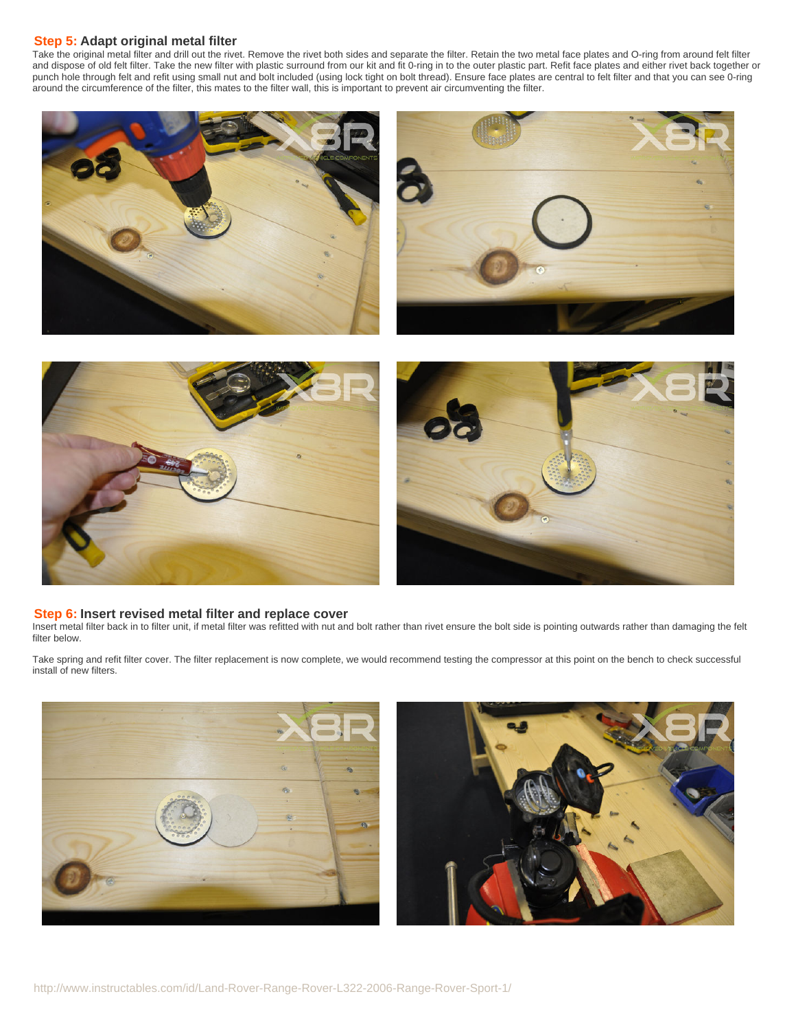## Step 5: Adapt original metal filter

Take the original metal filter and drill out the rivet. Remove the rivet both sides and separate the filter. Retain the two metal face plates and O-ring from around felt filter and dispose of old felt filter. Take the new filter with plastic surround from our kit and fit 0-ring in to the outer plastic part. Refit face plates and either rivet back together or punch hole through felt and refit using small nut and bolt included (using lock tight on bolt thread). Ensure face plates are central to felt filter and that you can see 0-ring around the circumference of the filter, this mates to the filter wall, this is important to prevent air circumventing the filter.

## Step 6: Insert revised metal filter and replace cover

Insert metal filter back in to filter unit, if metal filter was refitted with nut and bolt rather than rivet ensure the bolt side is pointing outwards rather than damaging the felt filter below.

Take spring and refit filter cover. The filter replacement is now complete, we would recommend testing the compressor at this point on the bench to check successful install of new filters.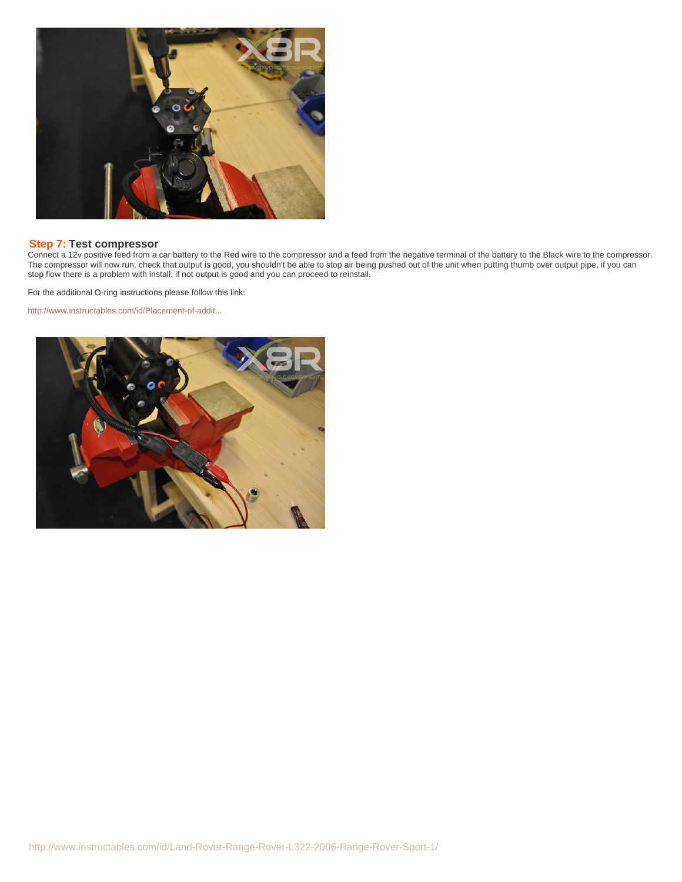## Step 7: Test compressor

Connect a 12v positive feed from a car battery to the Red wire to the compressor and a feed from the negative terminal of the battery to the Black wire to the compressor. The compressor will now run, check that output is good, you shouldn't be able to stop air being pushed out of the unit when putting thumb over output pipe, if you can stop flow there is a problem with install, if not output is good and you can proceed to reinstall.

For the additional O-ring instructions please follow this link:

http://www.instructables.com/id/Placement-of-addit...